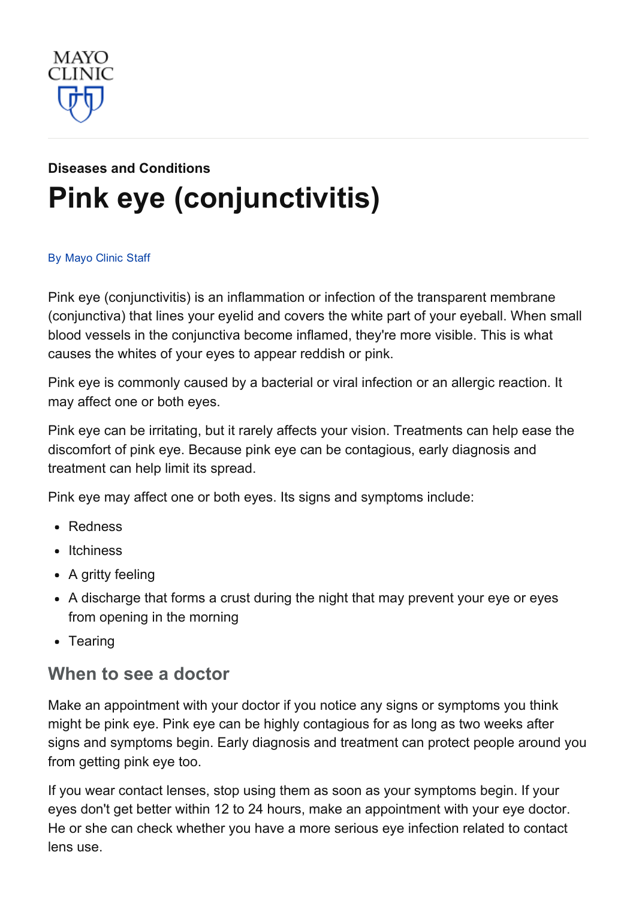MAYO CLINIC

**Diseases and Conditions**

# Pink eye (conjunctivitis)

By Mayo Clinic Staff

Pink eye (conjunctivitis) is an inflammation or infection of the transparent membrane (conjunctiva) that lines your eyelid and covers the white part of your eyeball. When small blood vessels in the conjunctiva become inflamed, they're more visible. This is what causes the whites of your eyes to appear reddish or pink.

Pink eye is commonly caused by a bacterial or viral infection or an allergic reaction. It may affect one or both eyes.

Pink eye can be irritating, but it rarely affects your vision. Treatments can help ease the discomfort of pink eye. Because pink eye can be contagious, early diagnosis and treatment can help limit its spread.

Pink eye may affect one or both eyes. Its signs and symptoms include:

- Redness
- Itchiness
- A gritty feeling
- A discharge that forms a crust during the night that may prevent your eye or eyes from opening in the morning
- Tearing

## When to see a doctor

Make an appointment with your doctor if you notice any signs or symptoms you think might be pink eye. Pink eye can be highly contagious for as long as two weeks after signs and symptoms begin. Early diagnosis and treatment can protect people around you from getting pink eye too.

If you wear contact lenses, stop using them as soon as your symptoms begin. If your eyes don't get better within 12 to 24 hours, make an appointment with your eye doctor. He or she can check whether you have a more serious eye infection related to contact lens use.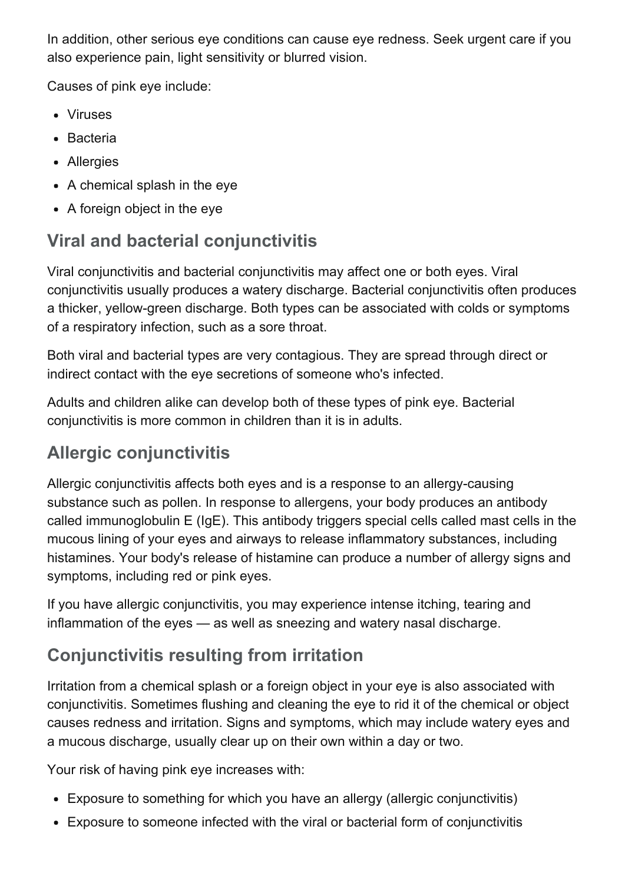In addition, other serious eye conditions can cause eye redness. Seek urgent care if you also experience pain, light sensitivity or blurred vision.

Causes of pink eye include:

- Viruses
- Bacteria
- Allergies
- A chemical splash in the eye
- A foreign object in the eye

## Viral and bacterial conjunctivitis

Viral conjunctivitis and bacterial conjunctivitis may affect one or both eyes. Viral conjunctivitis usually produces a watery discharge. Bacterial conjunctivitis often produces a thicker, yellow-green discharge. Both types can be associated with colds or symptoms of a respiratory infection, such as a sore throat.

Both viral and bacterial types are very contagious. They are spread through direct or indirect contact with the eye secretions of someone who's infected.

Adults and children alike can develop both of these types of pink eye. Bacterial conjunctivitis is more common in children than it is in adults.

## Allergic conjunctivitis

Allergic conjunctivitis affects both eyes and is a response to an allergy-causing substance such as pollen. In response to allergens, your body produces an antibody called immunoglobulin E (IgE). This antibody triggers special cells called mast cells in the mucous lining of your eyes and airways to release inflammatory substances, including histamines. Your body's release of histamine can produce a number of allergy signs and symptoms, including red or pink eyes.

If you have allergic conjunctivitis, you may experience intense itching, tearing and inflammation of the eyes — as well as sneezing and watery nasal discharge.

## Conjunctivitis resulting from irritation

Irritation from a chemical splash or a foreign object in your eye is also associated with conjunctivitis. Sometimes flushing and cleaning the eye to rid it of the chemical or object causes redness and irritation. Signs and symptoms, which may include watery eyes and a mucous discharge, usually clear up on their own within a day or two.

Your risk of having pink eye increases with:

- Exposure to something for which you have an allergy (allergic conjunctivitis)
- Exposure to someone infected with the viral or bacterial form of conjunctivitis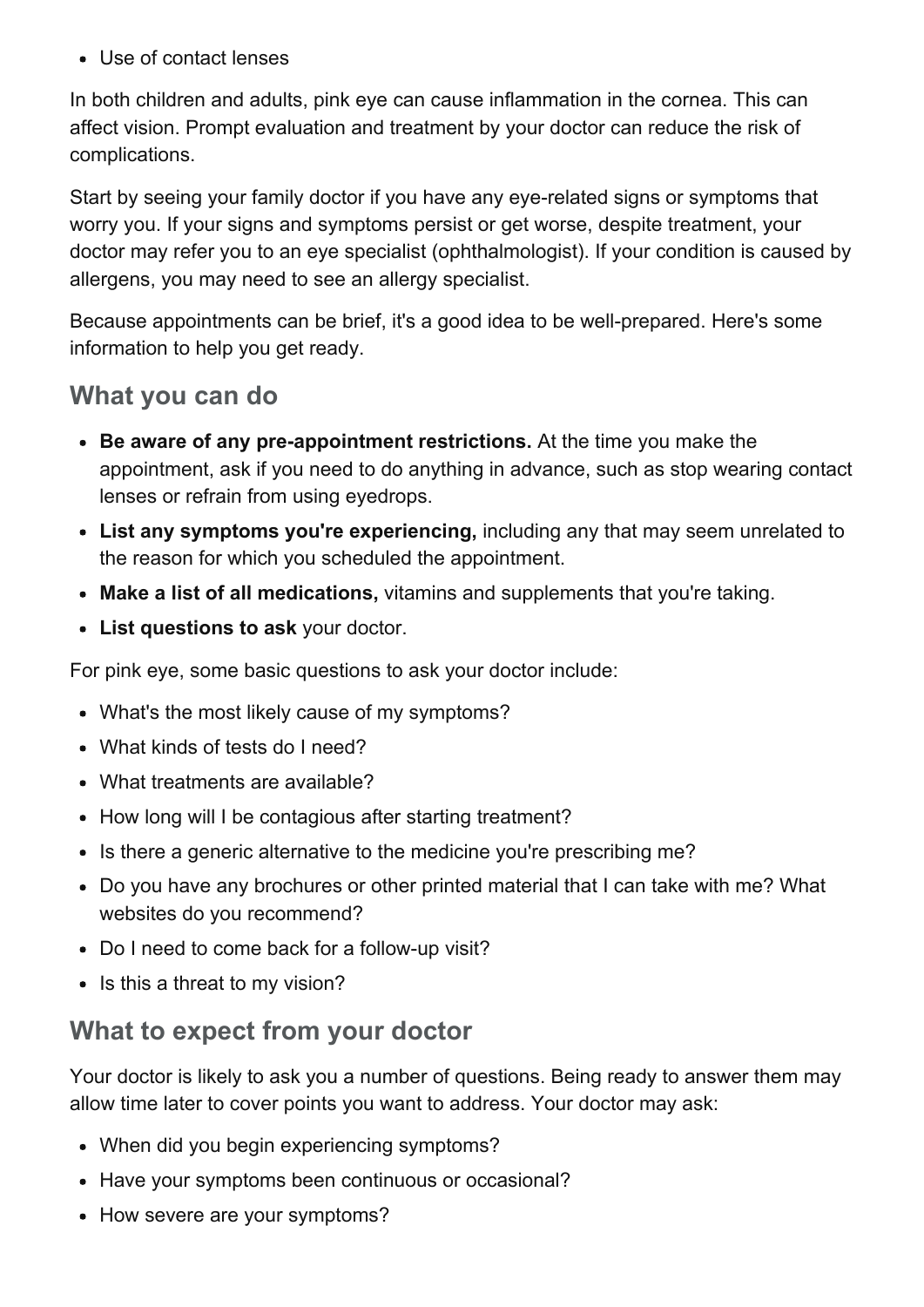- Use of contact lenses

In both children and adults, pink eye can cause inflammation in the cornea. This can affect vision. Prompt evaluation and treatment by your doctor can reduce the risk of complications.

Start by seeing your family doctor if you have any eye-related signs or symptoms that worry you. If your signs and symptoms persist or get worse, despite treatment, your doctor may refer you to an eye specialist (ophthalmologist). If your condition is caused by allergens, you may need to see an allergy specialist.

Because appointments can be brief, it's a good idea to be well-prepared. Here's some information to help you get ready.

## What you can do

- **Be aware of any pre-appointment restrictions.** At the time you make the appointment, ask if you need to do anything in advance, such as stop wearing contact lenses or refrain from using eyedrops.
- **List any symptoms you're experiencing,** including any that may seem unrelated to the reason for which you scheduled the appointment.
- **Make a list of all medications,** vitamins and supplements that you're taking.
- **List questions to ask** your doctor.

For pink eye, some basic questions to ask your doctor include:

- What's the most likely cause of my symptoms?
- What kinds of tests do I need?
- What treatments are available?
- How long will I be contagious after starting treatment?
- Is there a generic alternative to the medicine you're prescribing me?
- Do you have any brochures or other printed material that I can take with me? What websites do you recommend?
- Do I need to come back for a follow-up visit?
- Is this a threat to my vision?

## What to expect from your doctor

Your doctor is likely to ask you a number of questions. Being ready to answer them may allow time later to cover points you want to address. Your doctor may ask:

- When did you begin experiencing symptoms?
- Have your symptoms been continuous or occasional?
- How severe are your symptoms?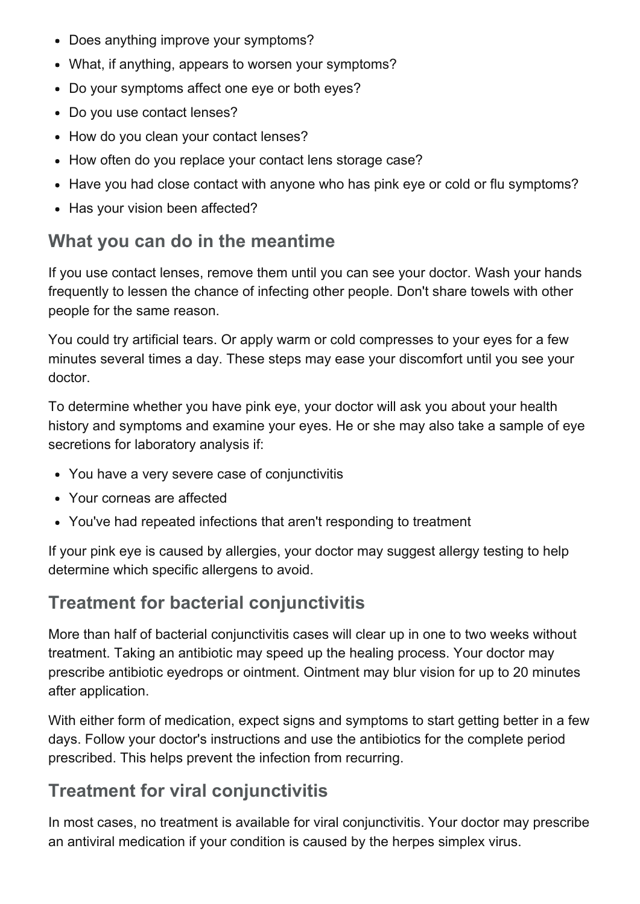- Does anything improve your symptoms?
- What, if anything, appears to worsen your symptoms?
- Do your symptoms affect one eye or both eyes?
- Do you use contact lenses?
- How do you clean your contact lenses?
- How often do you replace your contact lens storage case?
- Have you had close contact with anyone who has pink eye or cold or flu symptoms?
- Has your vision been affected?

## What you can do in the meantime

If you use contact lenses, remove them until you can see your doctor. Wash your hands frequently to lessen the chance of infecting other people. Don't share towels with other people for the same reason.

You could try artificial tears. Or apply warm or cold compresses to your eyes for a few minutes several times a day. These steps may ease your discomfort until you see your doctor.

To determine whether you have pink eye, your doctor will ask you about your health history and symptoms and examine your eyes. He or she may also take a sample of eye secretions for laboratory analysis if:

- You have a very severe case of conjunctivitis
- Your corneas are affected
- You've had repeated infections that aren't responding to treatment

If your pink eye is caused by allergies, your doctor may suggest allergy testing to help determine which specific allergens to avoid.

## Treatment for bacterial conjunctivitis

More than half of bacterial conjunctivitis cases will clear up in one to two weeks without treatment. Taking an antibiotic may speed up the healing process. Your doctor may prescribe antibiotic eyedrops or ointment. Ointment may blur vision for up to 20 minutes after application.

With either form of medication, expect signs and symptoms to start getting better in a few days. Follow your doctor's instructions and use the antibiotics for the complete period prescribed. This helps prevent the infection from recurring.

## Treatment for viral conjunctivitis

In most cases, no treatment is available for viral conjunctivitis. Your doctor may prescribe an antiviral medication if your condition is caused by the herpes simplex virus.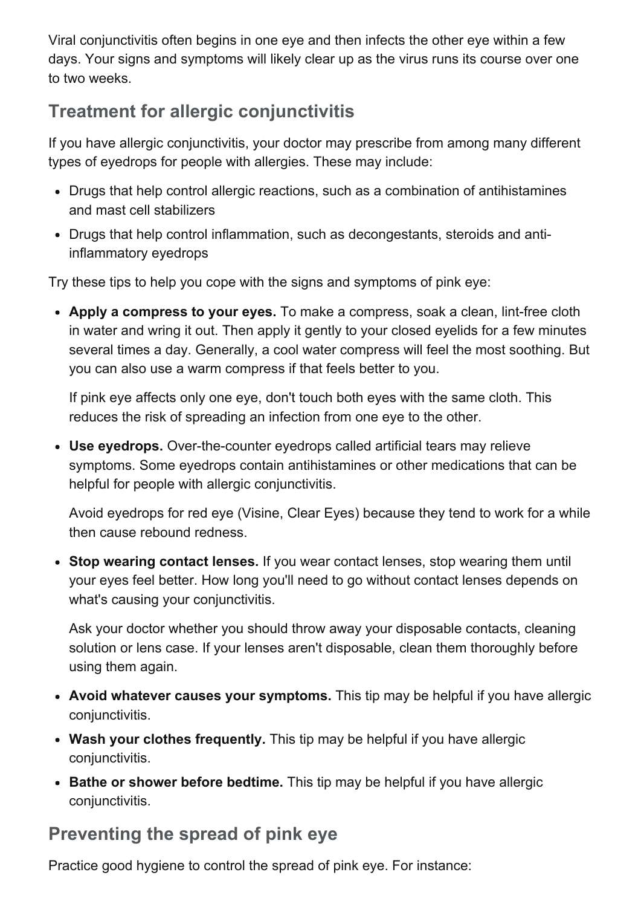Viral conjunctivitis often begins in one eye and then infects the other eye within a few days. Your signs and symptoms will likely clear up as the virus runs its course over one to two weeks.

## Treatment for allergic conjunctivitis

If you have allergic conjunctivitis, your doctor may prescribe from among many different types of eyedrops for people with allergies. These may include:

- Drugs that help control allergic reactions, such as a combination of antihistamines and mast cell stabilizers
- Drugs that help control inflammation, such as decongestants, steroids and anti-inflammatory eyedrops

Try these tips to help you cope with the signs and symptoms of pink eye:

- **Apply a compress to your eyes.** To make a compress, soak a clean, lint-free cloth in water and wring it out. Then apply it gently to your closed eyelids for a few minutes several times a day. Generally, a cool water compress will feel the most soothing. But you can also use a warm compress if that feels better to you.

  If pink eye affects only one eye, don't touch both eyes with the same cloth. This reduces the risk of spreading an infection from one eye to the other.

- **Use eyedrops.** Over-the-counter eyedrops called artificial tears may relieve symptoms. Some eyedrops contain antihistamines or other medications that can be helpful for people with allergic conjunctivitis.

  Avoid eyedrops for red eye (Visine, Clear Eyes) because they tend to work for a while then cause rebound redness.

- **Stop wearing contact lenses.** If you wear contact lenses, stop wearing them until your eyes feel better. How long you'll need to go without contact lenses depends on what's causing your conjunctivitis.

  Ask your doctor whether you should throw away your disposable contacts, cleaning solution or lens case. If your lenses aren't disposable, clean them thoroughly before using them again.

- **Avoid whatever causes your symptoms.** This tip may be helpful if you have allergic conjunctivitis.
- **Wash your clothes frequently.** This tip may be helpful if you have allergic conjunctivitis.
- **Bathe or shower before bedtime.** This tip may be helpful if you have allergic conjunctivitis.

## Preventing the spread of pink eye

Practice good hygiene to control the spread of pink eye. For instance: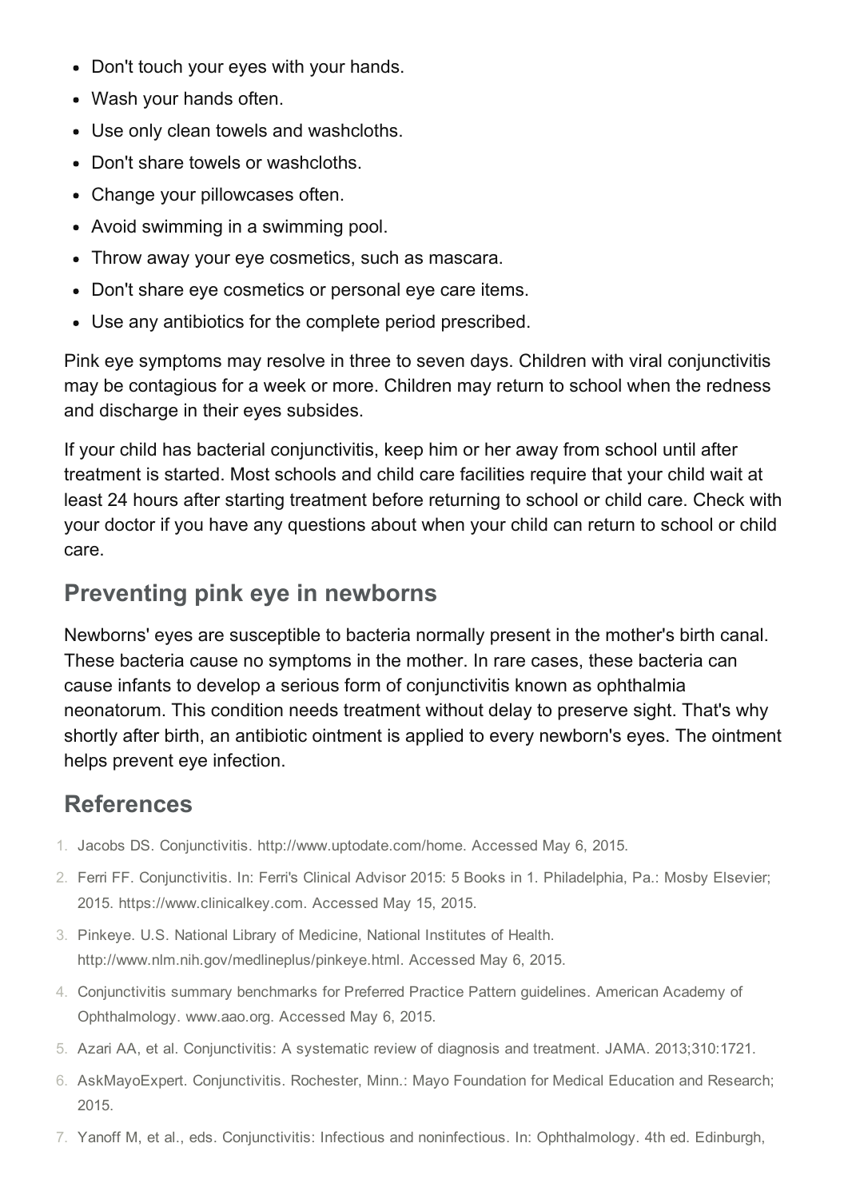- Don't touch your eyes with your hands.
- Wash your hands often.
- Use only clean towels and washcloths.
- Don't share towels or washcloths.
- Change your pillowcases often.
- Avoid swimming in a swimming pool.
- Throw away your eye cosmetics, such as mascara.
- Don't share eye cosmetics or personal eye care items.
- Use any antibiotics for the complete period prescribed.

Pink eye symptoms may resolve in three to seven days. Children with viral conjunctivitis may be contagious for a week or more. Children may return to school when the redness and discharge in their eyes subsides.

If your child has bacterial conjunctivitis, keep him or her away from school until after treatment is started. Most schools and child care facilities require that your child wait at least 24 hours after starting treatment before returning to school or child care. Check with your doctor if you have any questions about when your child can return to school or child care.

## Preventing pink eye in newborns

Newborns' eyes are susceptible to bacteria normally present in the mother's birth canal. These bacteria cause no symptoms in the mother. In rare cases, these bacteria can cause infants to develop a serious form of conjunctivitis known as ophthalmia neonatorum. This condition needs treatment without delay to preserve sight. That's why shortly after birth, an antibiotic ointment is applied to every newborn's eyes. The ointment helps prevent eye infection.

## References

1. Jacobs DS. Conjunctivitis. http://www.uptodate.com/home. Accessed May 6, 2015.
2. Ferri FF. Conjunctivitis. In: Ferri's Clinical Advisor 2015: 5 Books in 1. Philadelphia, Pa.: Mosby Elsevier; 2015. https://www.clinicalkey.com. Accessed May 15, 2015.
3. Pinkeye. U.S. National Library of Medicine, National Institutes of Health. http://www.nlm.nih.gov/medlineplus/pinkeye.html. Accessed May 6, 2015.
4. Conjunctivitis summary benchmarks for Preferred Practice Pattern guidelines. American Academy of Ophthalmology. www.aao.org. Accessed May 6, 2015.
5. Azari AA, et al. Conjunctivitis: A systematic review of diagnosis and treatment. JAMA. 2013;310:1721.
6. AskMayoExpert. Conjunctivitis. Rochester, Minn.: Mayo Foundation for Medical Education and Research; 2015.
7. Yanoff M, et al., eds. Conjunctivitis: Infectious and noninfectious. In: Ophthalmology. 4th ed. Edinburgh,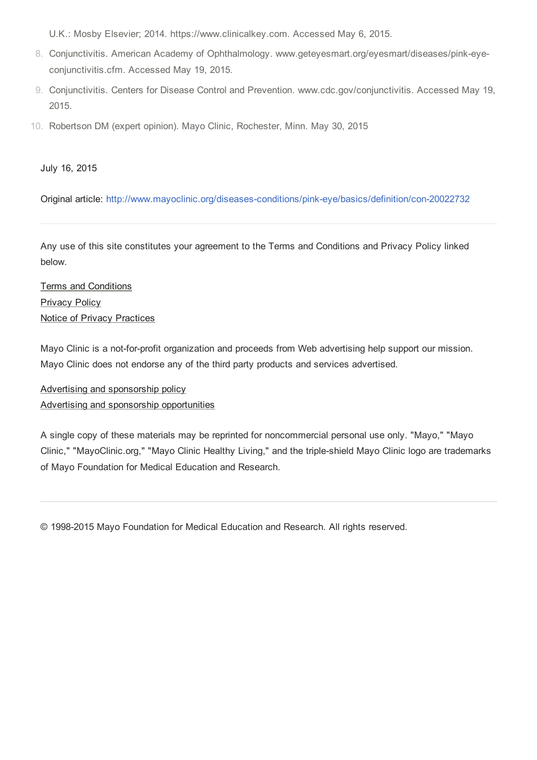U.K.: Mosby Elsevier; 2014. https://www.clinicalkey.com. Accessed May 6, 2015.

8. Conjunctivitis. American Academy of Ophthalmology. www.geteyesmart.org/eyesmart/diseases/pink-eye-conjunctivitis.cfm. Accessed May 19, 2015.
9. Conjunctivitis. Centers for Disease Control and Prevention. www.cdc.gov/conjunctivitis. Accessed May 19, 2015.
10. Robertson DM (expert opinion). Mayo Clinic, Rochester, Minn. May 30, 2015

July 16, 2015

Original article: http://www.mayoclinic.org/diseases-conditions/pink-eye/basics/definition/con-20022732

---

Any use of this site constitutes your agreement to the Terms and Conditions and Privacy Policy linked below.

Terms and Conditions
Privacy Policy
Notice of Privacy Practices

Mayo Clinic is a not-for-profit organization and proceeds from Web advertising help support our mission. Mayo Clinic does not endorse any of the third party products and services advertised.

Advertising and sponsorship policy
Advertising and sponsorship opportunities

A single copy of these materials may be reprinted for noncommercial personal use only. "Mayo," "Mayo Clinic," "MayoClinic.org," "Mayo Clinic Healthy Living," and the triple-shield Mayo Clinic logo are trademarks of Mayo Foundation for Medical Education and Research.

---

© 1998-2015 Mayo Foundation for Medical Education and Research. All rights reserved.